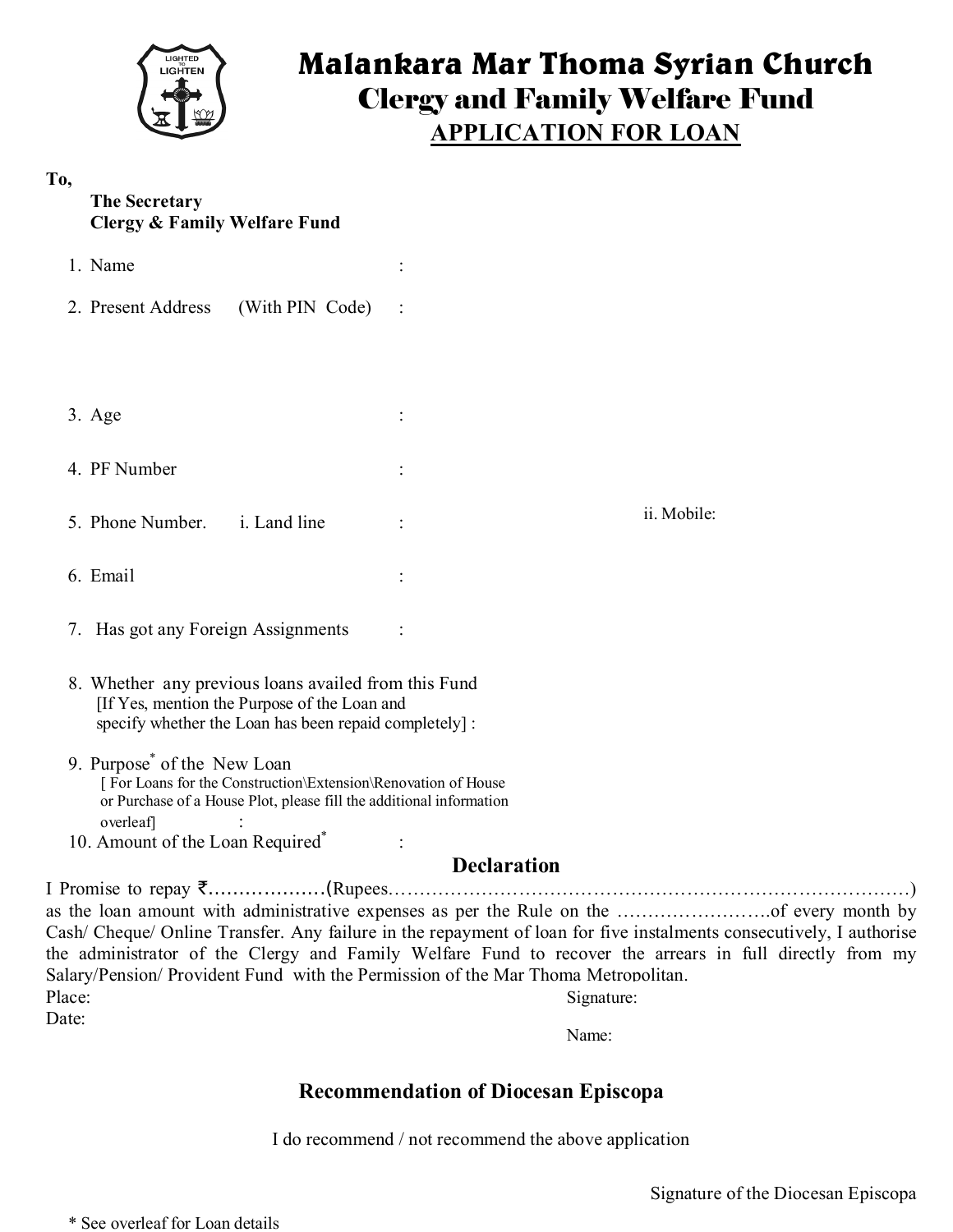# Malankara Mar Thoma Syrian Church

## Clergy and Family Welfare Fund

### APPLICATION FOR LOAN

To,

**The Secretary**
**Clergy & Family Welfare Fund**

1. Name :
2. Present Address (With PIN Code) :
3. Age :
4. PF Number :
5. Phone Number. i. Land line : ii. Mobile:
6. Email :
7. Has got any Foreign Assignments :
8. Whether any previous loans availed from this Fund
   [If Yes, mention the Purpose of the Loan and specify whether the Loan has been repaid completely] :
9. Purpose* of the New Loan
   [ For Loans for the Construction\Extension\Renovation of House or Purchase of a House Plot, please fill the additional information overleaf] :
10. Amount of the Loan Required* :

## Declaration

I Promise to repay ₹……………….(Rupees…………………………………………………………………………) as the loan amount with administrative expenses as per the Rule on the …………………….of every month by Cash/ Cheque/ Online Transfer. Any failure in the repayment of loan for five instalments consecutively, I authorise the administrator of the Clergy and Family Welfare Fund to recover the arrears in full directly from my Salary/Pension/ Provident Fund with the Permission of the Mar Thoma Metropolitan.

Place:

Date:

Signature:

Name:

## Recommendation of Diocesan Episcopa

I do recommend / not recommend the above application

Signature of the Diocesan Episcopa

* See overleaf for Loan details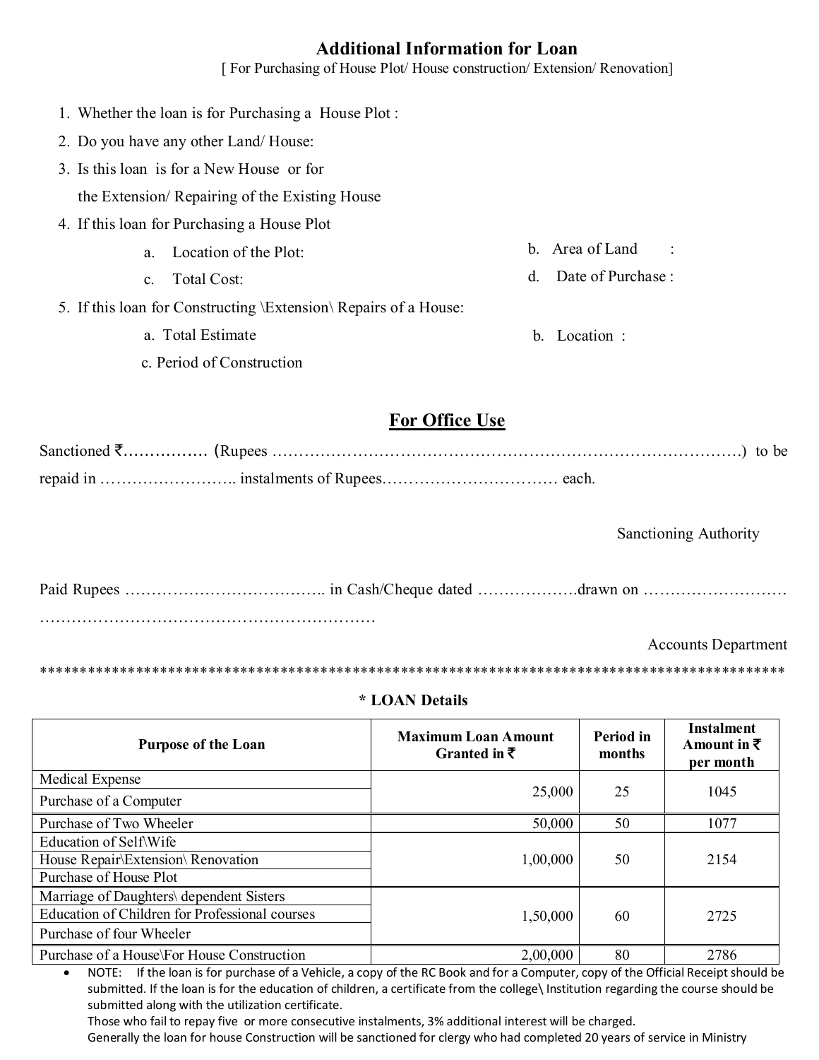## Additional Information for Loan

[ For Purchasing of House Plot/ House construction/ Extension/ Renovation]

1. Whether the loan is for Purchasing a House Plot :
2. Do you have any other Land/ House:
3. Is this loan is for a New House or for the Extension/ Repairing of the Existing House
4. If this loan for Purchasing a House Plot
   a. Location of the Plot:
   b. Area of Land :
   c. Total Cost:
   d. Date of Purchase :
5. If this loan for Constructing \Extension\ Repairs of a House:
   a. Total Estimate
   b. Location :
   c. Period of Construction

## For Office Use

Sanctioned ₹……………. (Rupees ……………………………………………………………………………….) to be repaid in …………………….. instalments of Rupees…………………………… each.

Sanctioning Authority

Paid Rupees ……………………………….. in Cash/Cheque dated ……………….drawn on ……………………… ………………………………………………………

Accounts Department

***************************************************************************************************

### * LOAN Details

| Purpose of the Loan | Maximum Loan Amount Granted in ₹ | Period in months | Instalment Amount in ₹ per month |
|---|---|---|---|
| Medical Expense<br>Purchase of a Computer | 25,000 | 25 | 1045 |
| Purchase of Two Wheeler | 50,000 | 50 | 1077 |
| Education of Self\Wife<br>House Repair\Extension\ Renovation<br>Purchase of House Plot | 1,00,000 | 50 | 2154 |
| Marriage of Daughters\ dependent Sisters<br>Education of Children for Professional courses<br>Purchase of four Wheeler | 1,50,000 | 60 | 2725 |
| Purchase of a House\For House Construction | 2,00,000 | 80 | 2786 |

- NOTE: If the loan is for purchase of a Vehicle, a copy of the RC Book and for a Computer, copy of the Official Receipt should be submitted. If the loan is for the education of children, a certificate from the college\ Institution regarding the course should be submitted along with the utilization certificate.
  Those who fail to repay five or more consecutive instalments, 3% additional interest will be charged.
  Generally the loan for house Construction will be sanctioned for clergy who had completed 20 years of service in Ministry